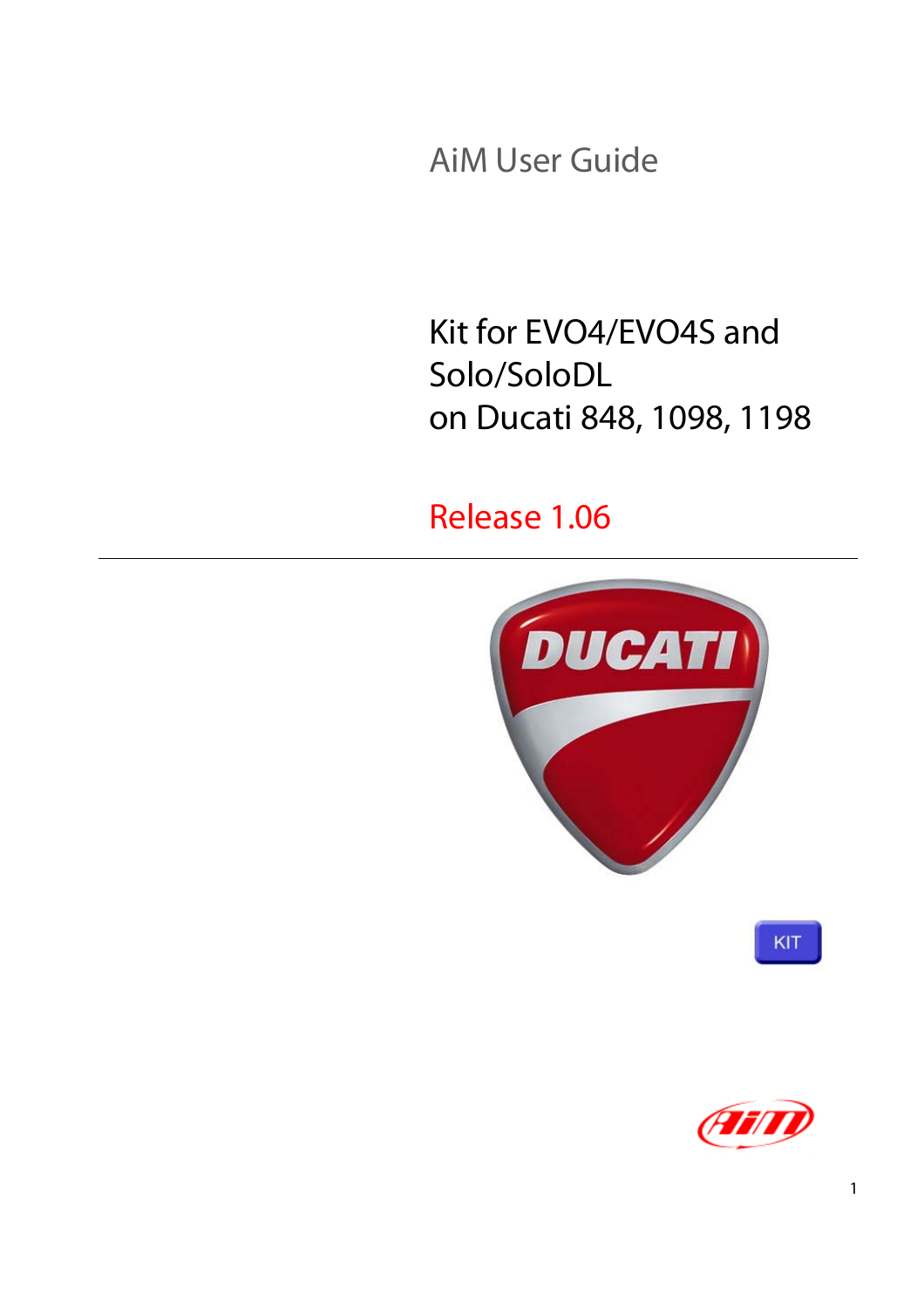AiM User Guide

# Kit for EVO4/EVO4S and Solo/SoloDL on Ducati 848, 1098, 1198

Release 1.06

---

KIT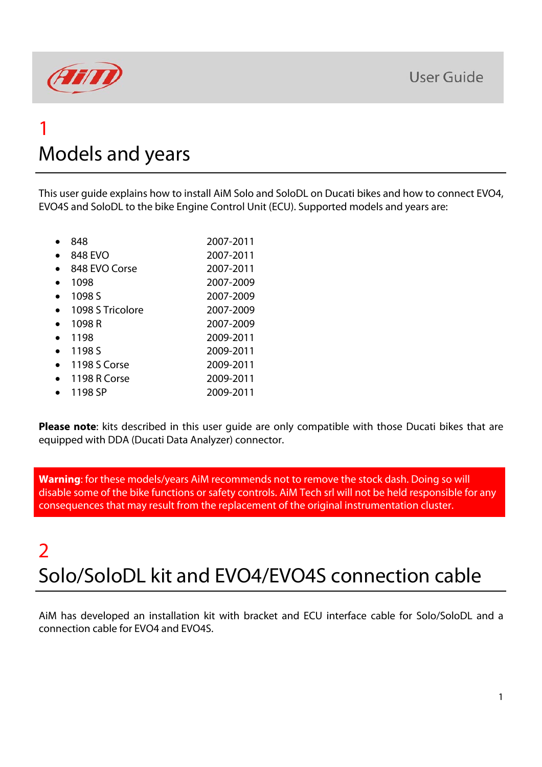# 1

# Models and years

This user guide explains how to install AiM Solo and SoloDL on Ducati bikes and how to connect EVO4, EVO4S and SoloDL to the bike Engine Control Unit (ECU). Supported models and years are:

- 848 2007-2011
- 848 EVO 2007-2011
- 848 EVO Corse 2007-2011
- 1098 2007-2009
- 1098 S 2007-2009
- 1098 S Tricolore 2007-2009
- 1098 R 2007-2009
- 1198 2009-2011
- 1198 S 2009-2011
- 1198 S Corse 2009-2011
- 1198 R Corse 2009-2011
- 1198 SP 2009-2011

**Please note**: kits described in this user guide are only compatible with those Ducati bikes that are equipped with DDA (Ducati Data Analyzer) connector.

**Warning**: for these models/years AiM recommends not to remove the stock dash. Doing so will disable some of the bike functions or safety controls. AiM Tech srl will not be held responsible for any consequences that may result from the replacement of the original instrumentation cluster.

# 2

# Solo/SoloDL kit and EVO4/EVO4S connection cable

AiM has developed an installation kit with bracket and ECU interface cable for Solo/SoloDL and a connection cable for EVO4 and EVO4S.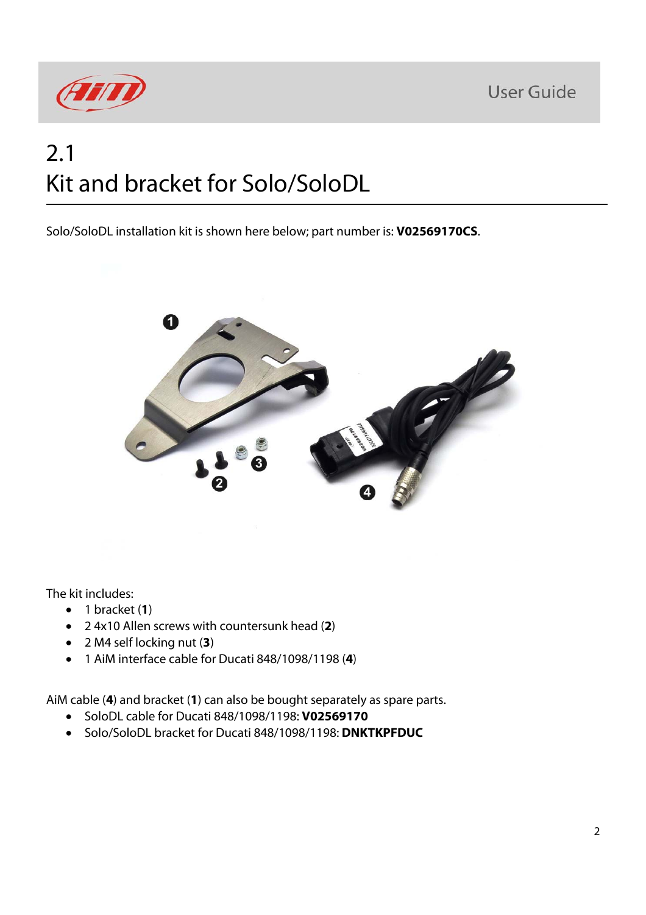# 2.1
# Kit and bracket for Solo/SoloDL

Solo/SoloDL installation kit is shown here below; part number is: **V02569170CS**.

The kit includes:

- 1 bracket (**1**)
- 2 4x10 Allen screws with countersunk head (**2**)
- 2 M4 self locking nut (**3**)
- 1 AiM interface cable for Ducati 848/1098/1198 (**4**)

AiM cable (**4**) and bracket (**1**) can also be bought separately as spare parts.

- SoloDL cable for Ducati 848/1098/1198: **V02569170**
- Solo/SoloDL bracket for Ducati 848/1098/1198: **DNKTKPFDUC**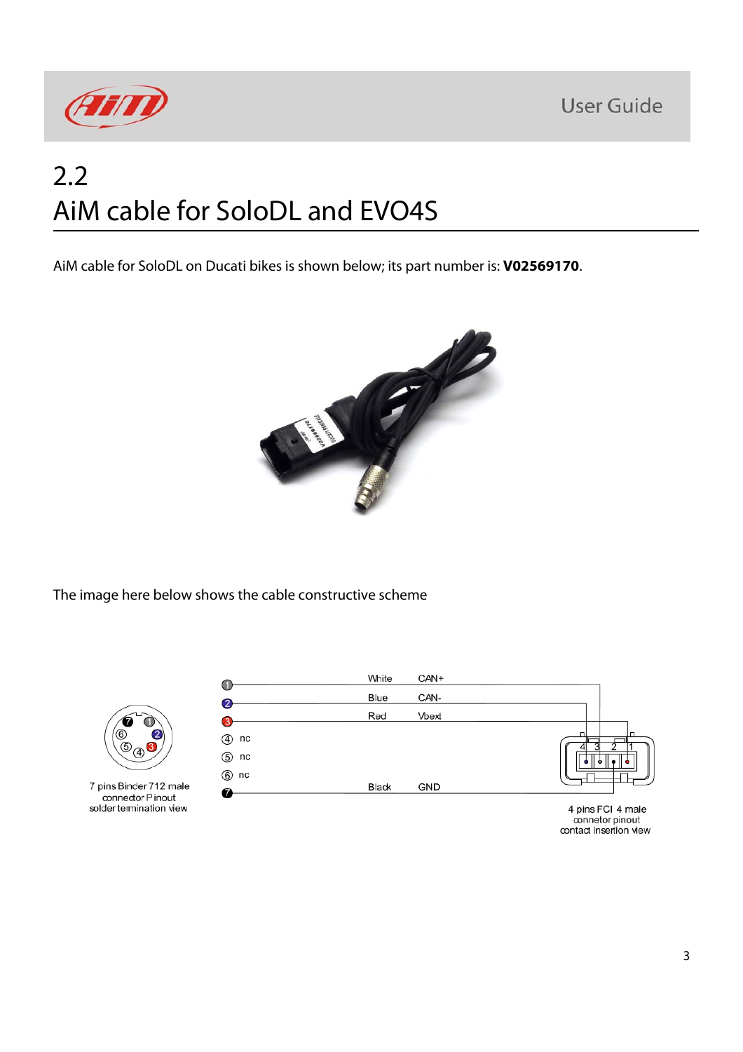## 2.2 AiM cable for SoloDL and EVO4S

AiM cable for SoloDL on Ducati bikes is shown below; its part number is: **V02569170**.

The image here below shows the cable constructive scheme

| Binder pin | Wire color | Signal |
|---|---|---|
| 1 | White | CAN+ |
| 2 | Blue | CAN- |
| 3 | Red | Vbext |
| 4 | | nc |
| 5 | | nc |
| 6 | | nc |
| 7 | Black | GND |

7 pins Binder 712 male connector Pinout solder termination view

4 pins FCI 4 male connetor pinout contact insertion view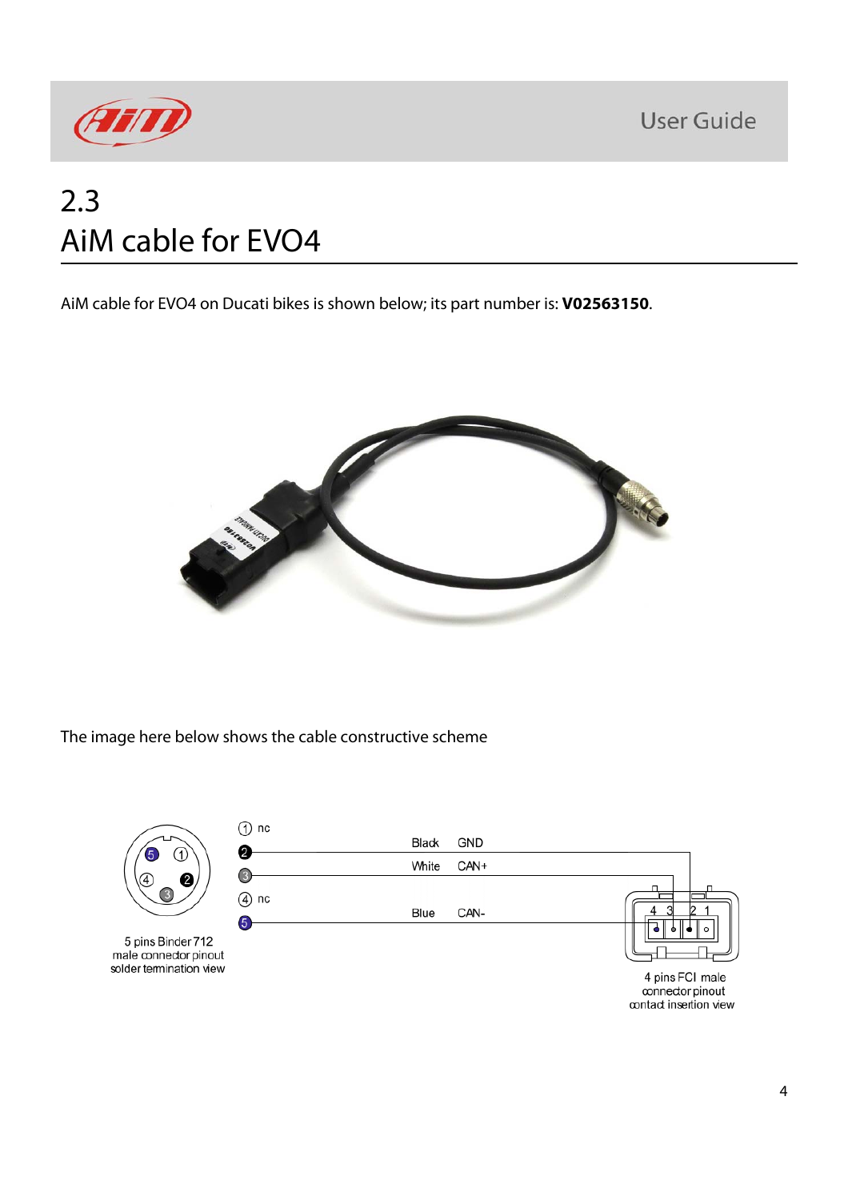# 2.3 AiM cable for EVO4

AiM cable for EVO4 on Ducati bikes is shown below; its part number is: **V02563150**.

The image here below shows the cable constructive scheme

| Binder pin | Cable color | Signal |
|---|---|---|
| 1 | | nc |
| 2 | Black | GND |
| 3 | White | CAN+ |
| 4 | | nc |
| 5 | Blue | CAN- |

5 pins Binder 712 male connector pinout solder termination view

4 pins FCI male connector pinout contact insertion view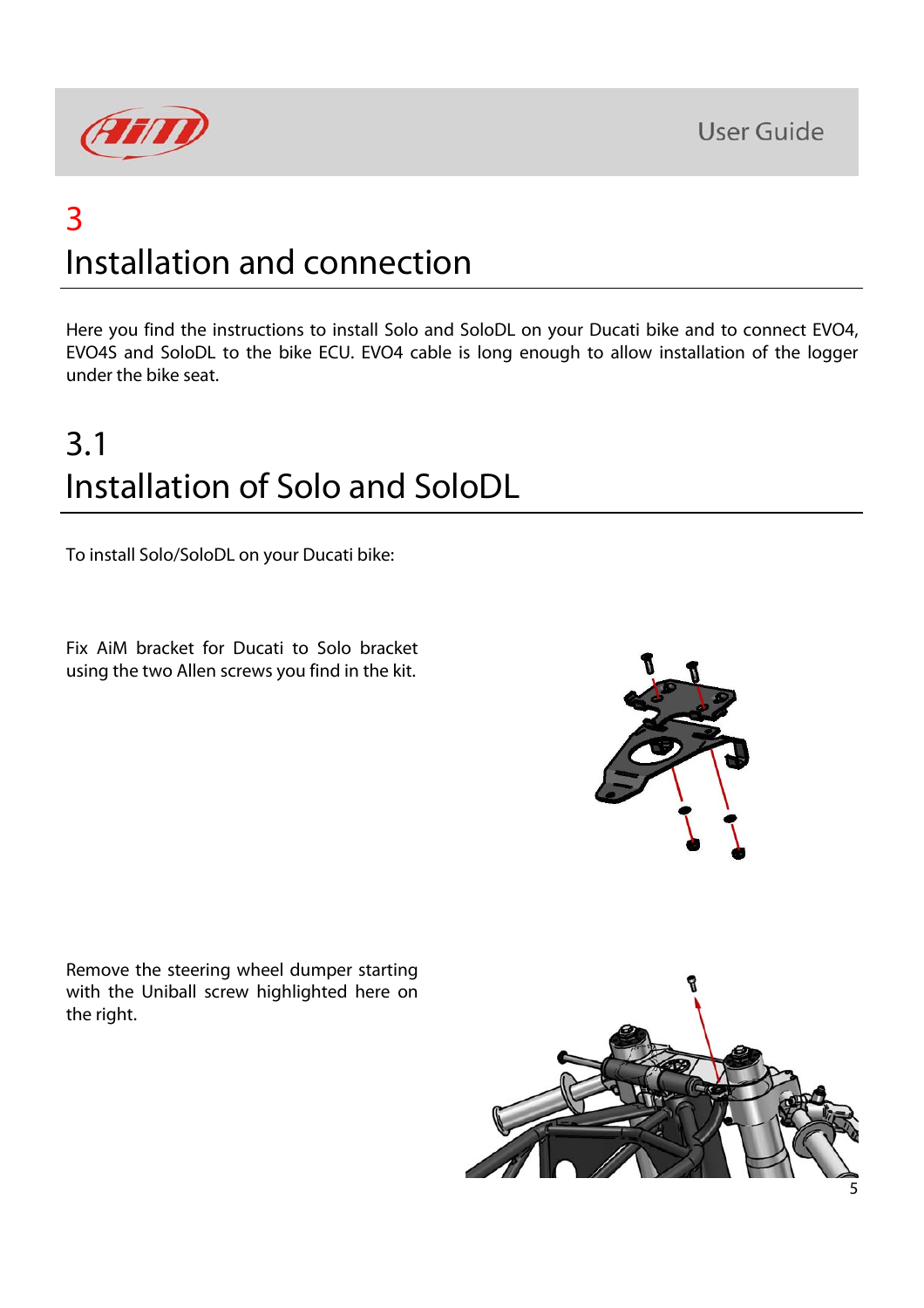# 3
# Installation and connection

Here you find the instructions to install Solo and SoloDL on your Ducati bike and to connect EVO4, EVO4S and SoloDL to the bike ECU. EVO4 cable is long enough to allow installation of the logger under the bike seat.

## 3.1
## Installation of Solo and SoloDL

To install Solo/SoloDL on your Ducati bike:

Fix AiM bracket for Ducati to Solo bracket using the two Allen screws you find in the kit.

Remove the steering wheel dumper starting with the Uniball screw highlighted here on the right.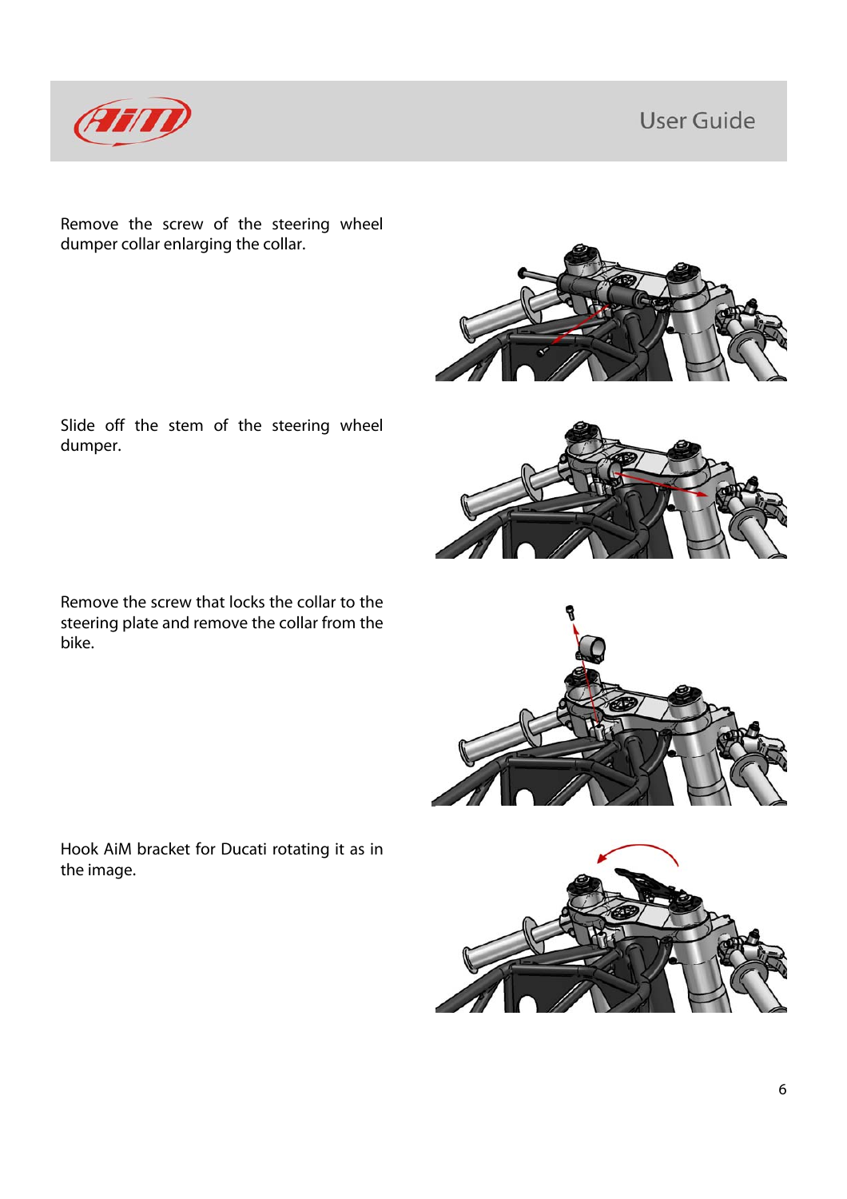Remove the screw of the steering wheel dumper collar enlarging the collar.

Slide off the stem of the steering wheel dumper.

Remove the screw that locks the collar to the steering plate and remove the collar from the bike.

Hook AiM bracket for Ducati rotating it as in the image.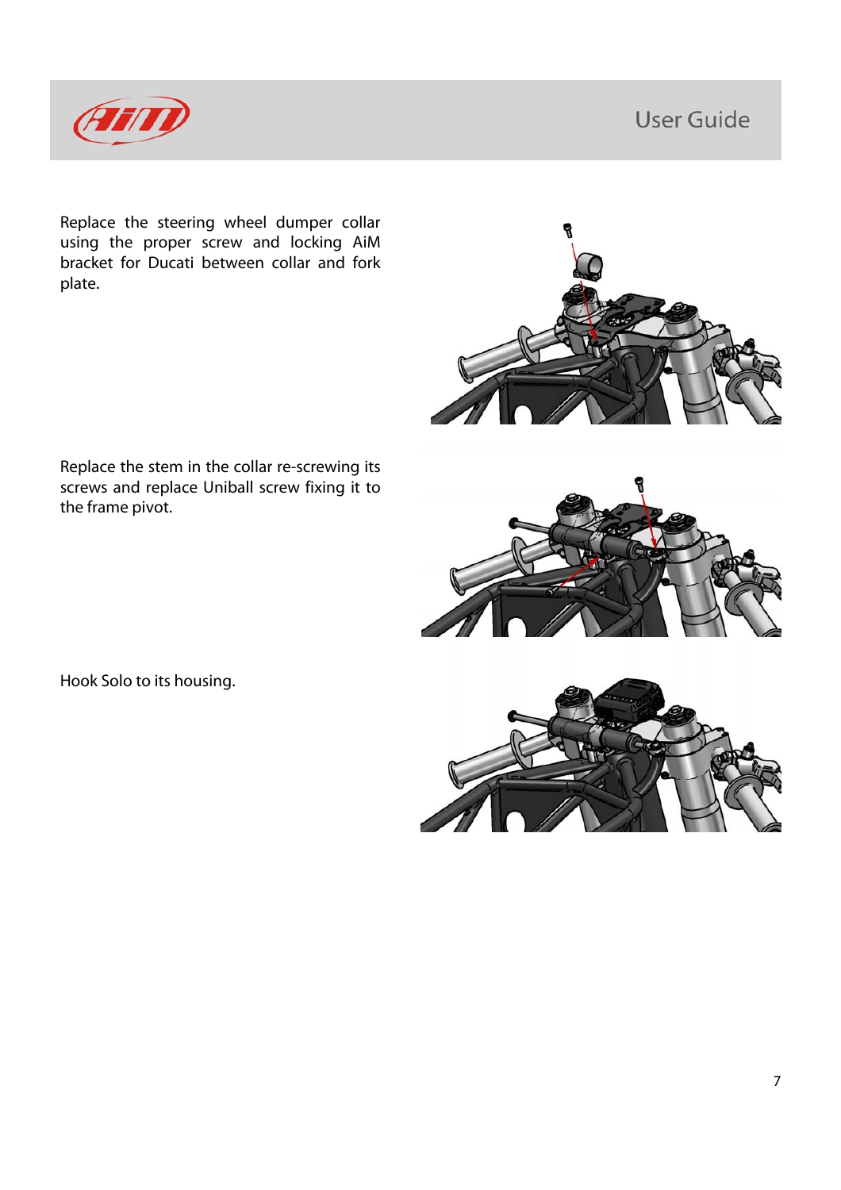Replace the steering wheel dumper collar using the proper screw and locking AiM bracket for Ducati between collar and fork plate.

Replace the stem in the collar re-screwing its screws and replace Uniball screw fixing it to the frame pivot.

Hook Solo to its housing.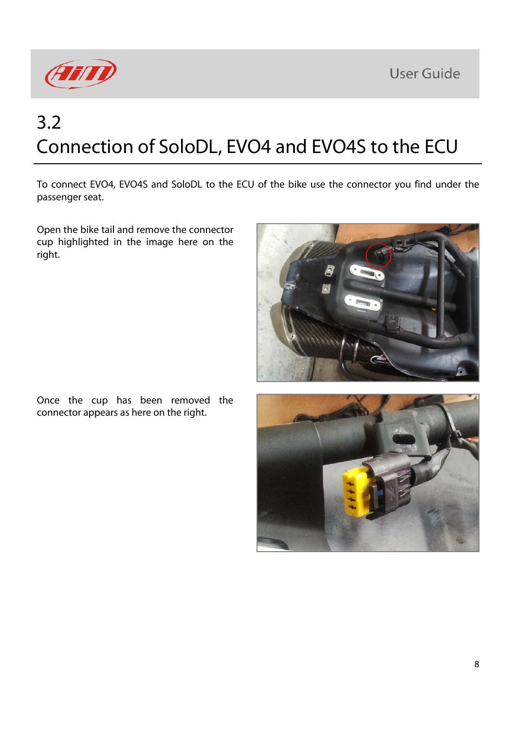# 3.2
# Connection of SoloDL, EVO4 and EVO4S to the ECU

To connect EVO4, EVO4S and SoloDL to the ECU of the bike use the connector you find under the passenger seat.

Open the bike tail and remove the connector cup highlighted in the image here on the right.

Once the cup has been removed the connector appears as here on the right.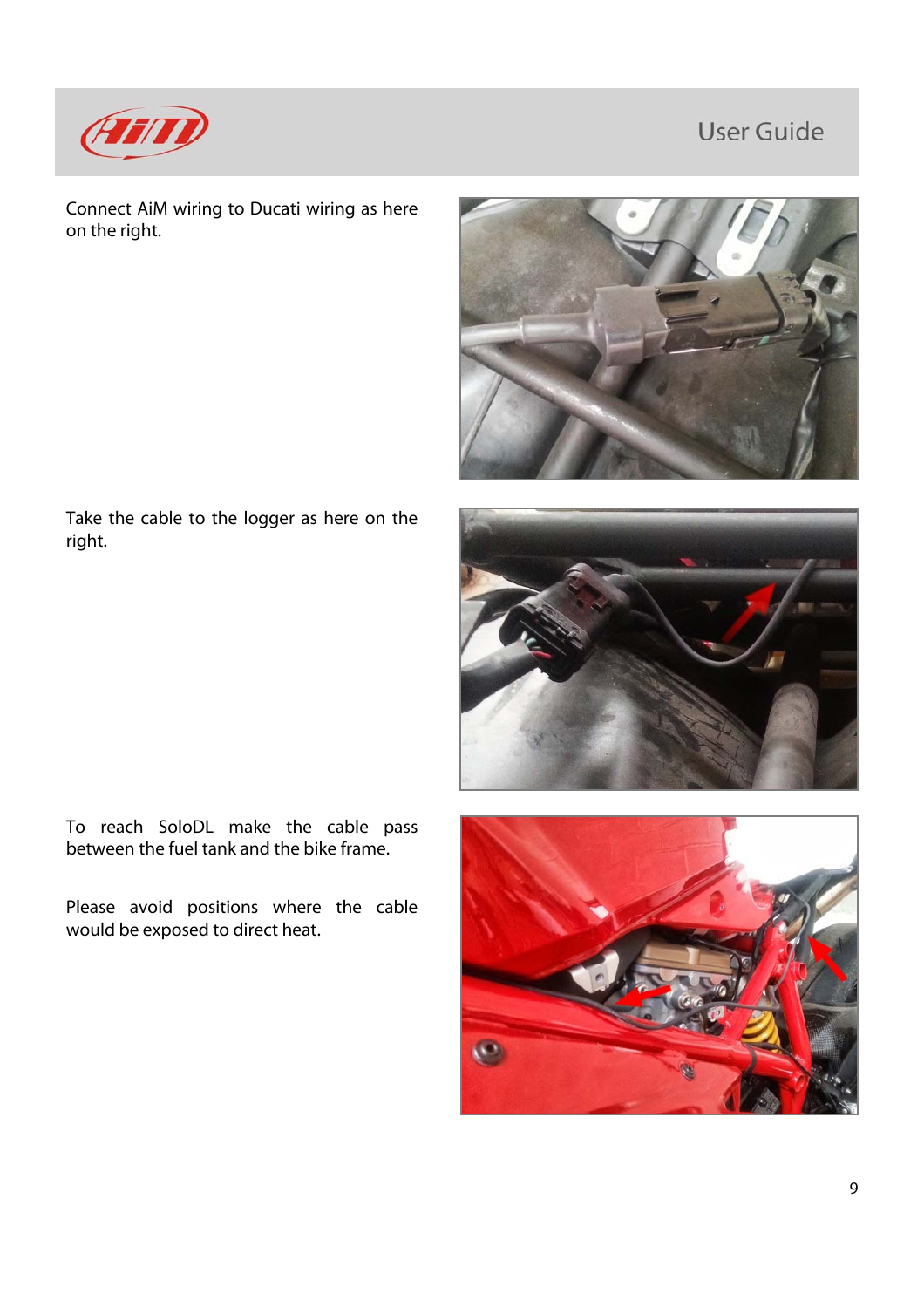Connect AiM wiring to Ducati wiring as here on the right.

Take the cable to the logger as here on the right.

To reach SoloDL make the cable pass between the fuel tank and the bike frame.

Please avoid positions where the cable would be exposed to direct heat.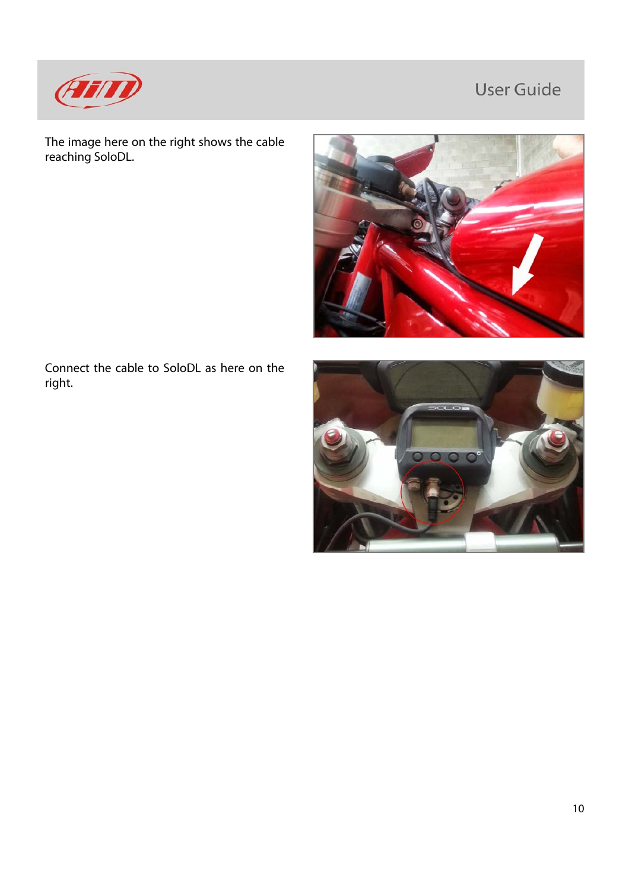The image here on the right shows the cable reaching SoloDL.

Connect the cable to SoloDL as here on the right.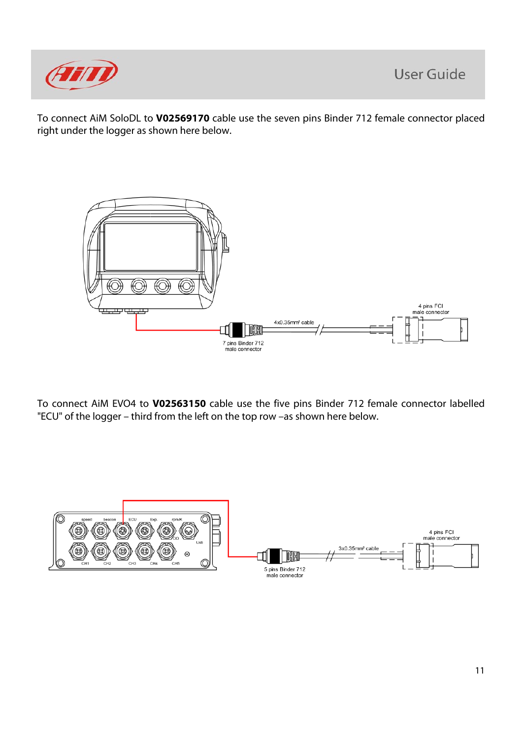To connect AiM SoloDL to **V02569170** cable use the seven pins Binder 712 female connector placed right under the logger as shown here below.

To connect AiM EVO4 to **V02563150** cable use the five pins Binder 712 female connector labelled "ECU" of the logger – third from the left on the top row –as shown here below.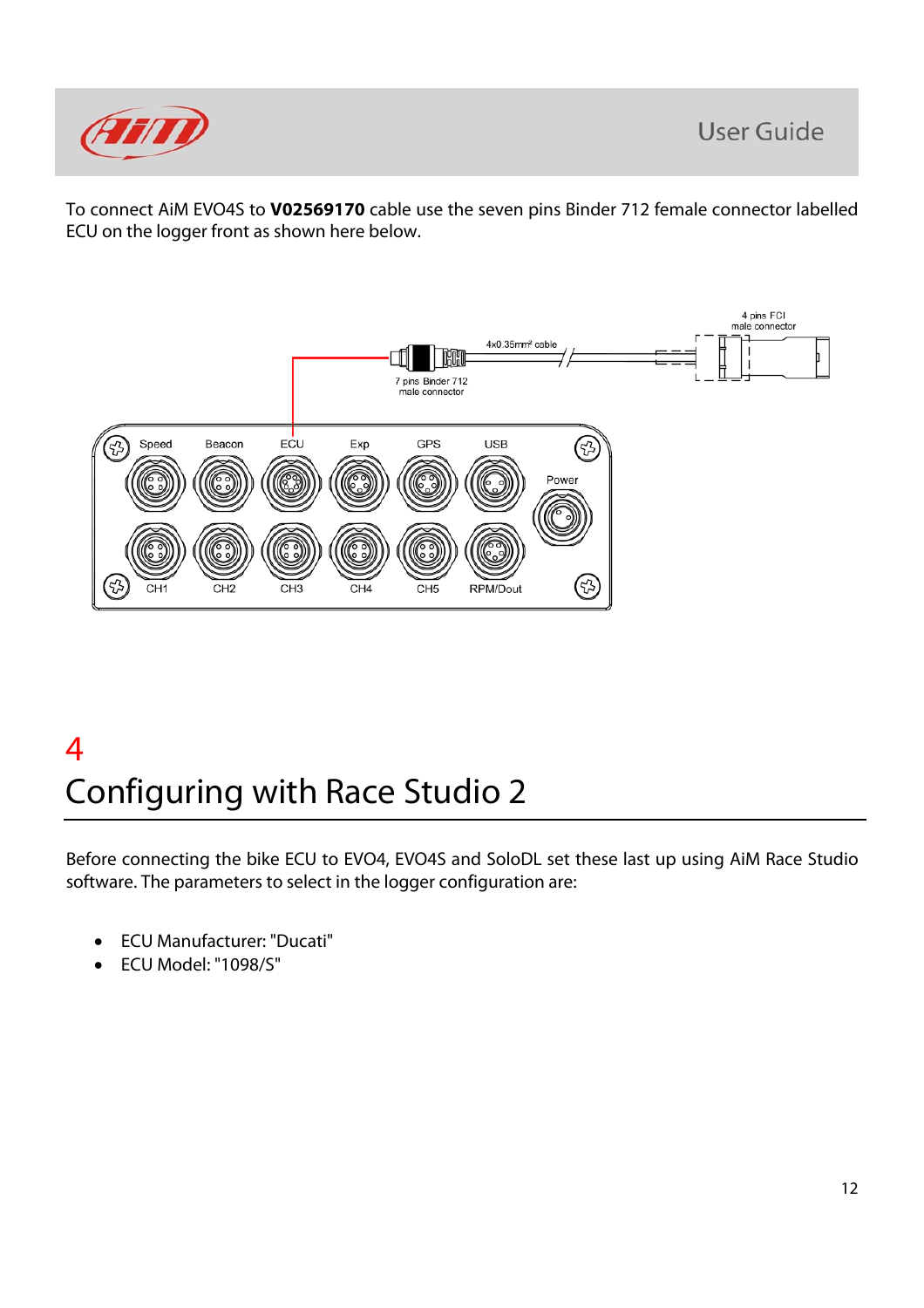To connect AiM EVO4S to **V02569170** cable use the seven pins Binder 712 female connector labelled ECU on the logger front as shown here below.

# 4
# Configuring with Race Studio 2

Before connecting the bike ECU to EVO4, EVO4S and SoloDL set these last up using AiM Race Studio software. The parameters to select in the logger configuration are:

- ECU Manufacturer: "Ducati"
- ECU Model: "1098/S"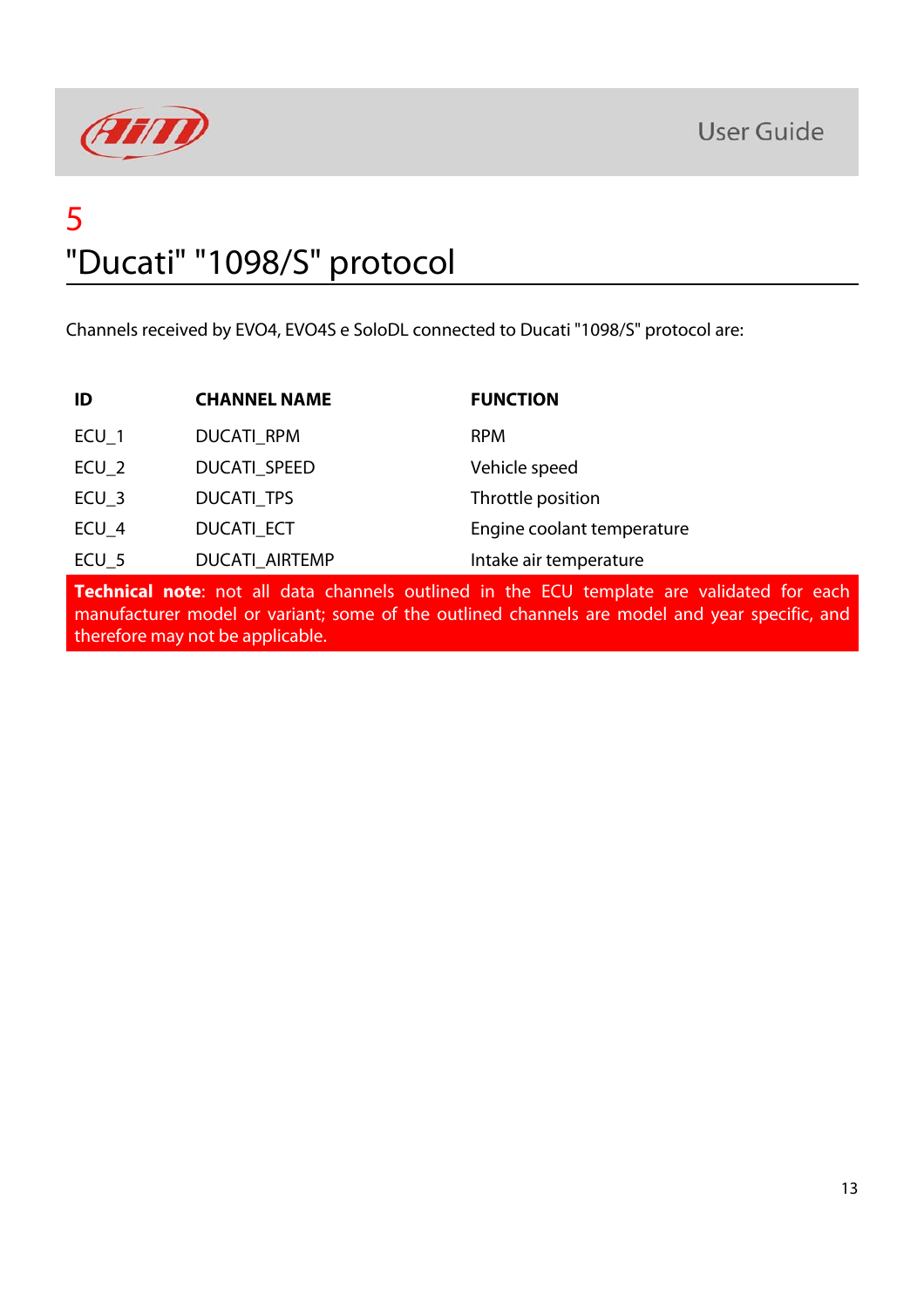# 5 "Ducati" "1098/S" protocol

Channels received by EVO4, EVO4S e SoloDL connected to Ducati "1098/S" protocol are:

| ID | CHANNEL NAME | FUNCTION |
| --- | --- | --- |
| ECU_1 | DUCATI_RPM | RPM |
| ECU_2 | DUCATI_SPEED | Vehicle speed |
| ECU_3 | DUCATI_TPS | Throttle position |
| ECU_4 | DUCATI_ECT | Engine coolant temperature |
| ECU_5 | DUCATI_AIRTEMP | Intake air temperature |

**Technical note**: not all data channels outlined in the ECU template are validated for each manufacturer model or variant; some of the outlined channels are model and year specific, and therefore may not be applicable.